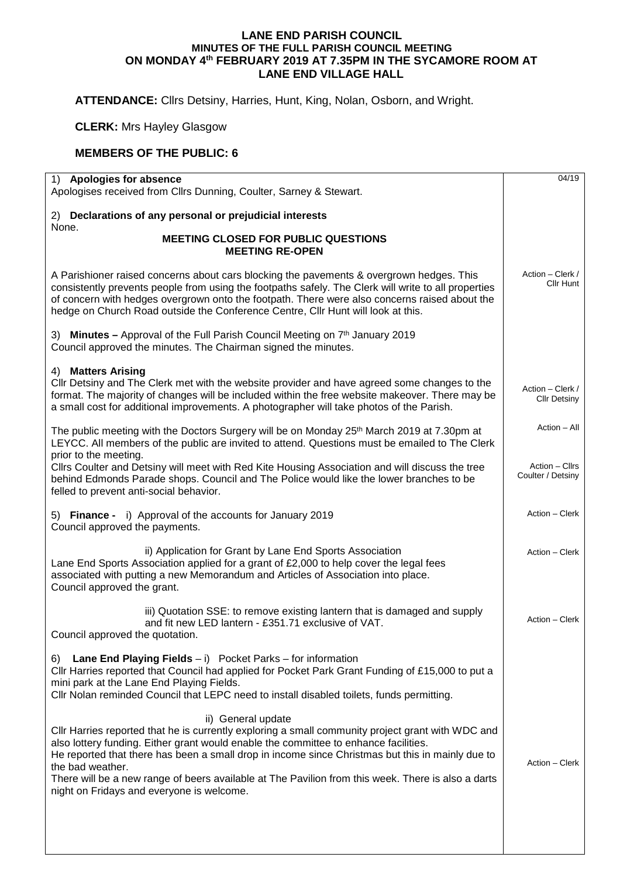# LANE END PARISH COUNCIL
## MINUTES OF THE FULL PARISH COUNCIL MEETING ON MONDAY 4th FEBRUARY 2019 AT 7.35PM IN THE SYCAMORE ROOM AT LANE END VILLAGE HALL

**ATTENDANCE:** Cllrs Detsiny, Harries, Hunt, King, Nolan, Osborn, and Wright.

**CLERK:** Mrs Hayley Glasgow

**MEMBERS OF THE PUBLIC: 6**

| | 04/19 |
|---|---|
| 1) **Apologies for absence**<br>Apologises received from Cllrs Dunning, Coulter, Sarney & Stewart. | |
| 2) **Declarations of any personal or prejudicial interests**<br>None. | |
| **MEETING CLOSED FOR PUBLIC QUESTIONS**<br>**MEETING RE-OPEN** | |
| A Parishioner raised concerns about cars blocking the pavements & overgrown hedges. This consistently prevents people from using the footpaths safely. The Clerk will write to all properties of concern with hedges overgrown onto the footpath. There were also concerns raised about the hedge on Church Road outside the Conference Centre, Cllr Hunt will look at this. | Action – Clerk / Cllr Hunt |
| 3) **Minutes –** Approval of the Full Parish Council Meeting on 7th January 2019<br>Council approved the minutes. The Chairman signed the minutes. | |
| 4) **Matters Arising**<br>Cllr Detsiny and The Clerk met with the website provider and have agreed some changes to the format. The majority of changes will be included within the free website makeover. There may be a small cost for additional improvements. A photographer will take photos of the Parish. | Action – Clerk / Cllr Detsiny |
| The public meeting with the Doctors Surgery will be on Monday 25th March 2019 at 7.30pm at LEYCC. All members of the public are invited to attend. Questions must be emailed to The Clerk prior to the meeting. | Action – All |
| Cllrs Coulter and Detsiny will meet with Red Kite Housing Association and will discuss the tree behind Edmonds Parade shops. Council and The Police would like the lower branches to be felled to prevent anti-social behavior. | Action – Cllrs Coulter / Detsiny |
| 5) **Finance -** i) Approval of the accounts for January 2019<br>Council approved the payments. | Action – Clerk |
| ii) Application for Grant by Lane End Sports Association<br>Lane End Sports Association applied for a grant of £2,000 to help cover the legal fees associated with putting a new Memorandum and Articles of Association into place.<br>Council approved the grant. | Action – Clerk |
| iii) Quotation SSE: to remove existing lantern that is damaged and supply and fit new LED lantern - £351.71 exclusive of VAT.<br>Council approved the quotation. | Action – Clerk |
| 6) **Lane End Playing Fields** – i) Pocket Parks – for information<br>Cllr Harries reported that Council had applied for Pocket Park Grant Funding of £15,000 to put a mini park at the Lane End Playing Fields.<br>Cllr Nolan reminded Council that LEPC need to install disabled toilets, funds permitting. | |
| ii) General update<br>Cllr Harries reported that he is currently exploring a small community project grant with WDC and also lottery funding. Either grant would enable the committee to enhance facilities.<br>He reported that there has been a small drop in income since Christmas but this in mainly due to the bad weather.<br>There will be a new range of beers available at The Pavilion from this week. There is also a darts night on Fridays and everyone is welcome. | Action – Clerk |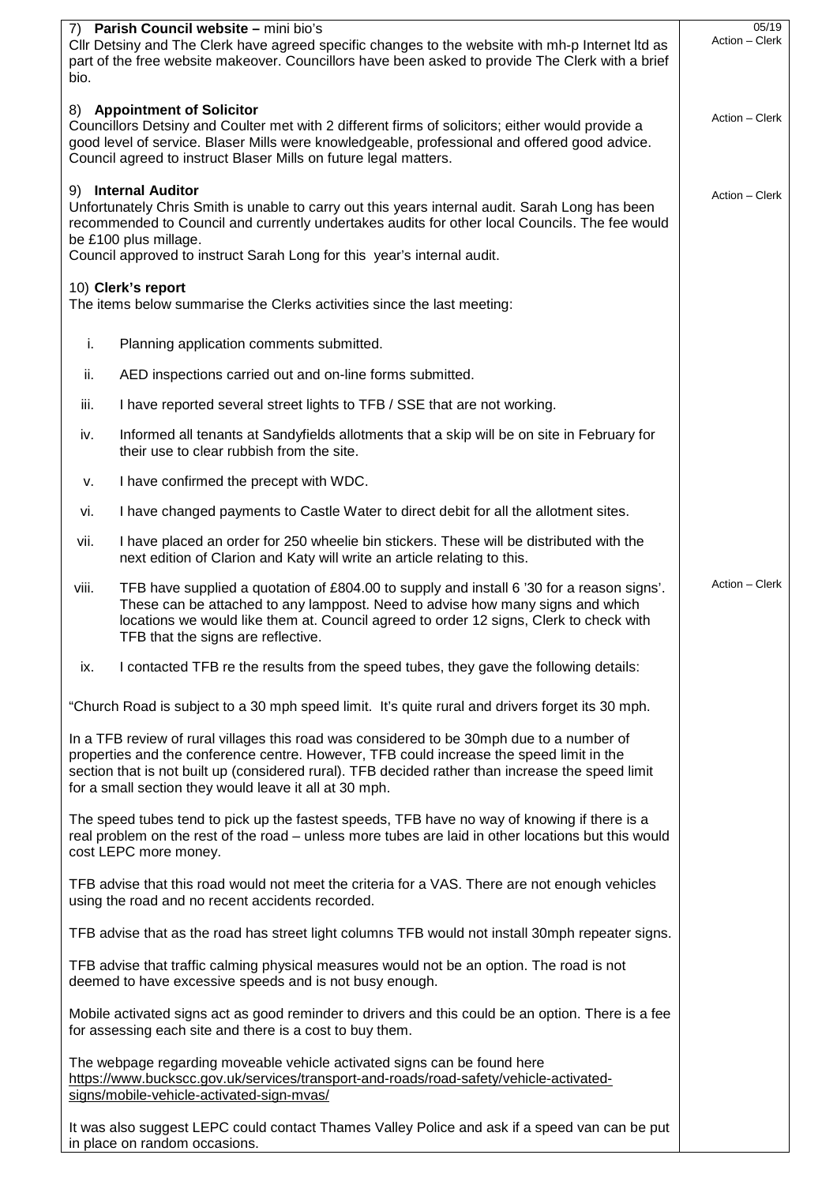### 7) Parish Council website – mini bio's

Cllr Detsiny and The Clerk have agreed specific changes to the website with mh-p Internet ltd as part of the free website makeover. Councillors have been asked to provide The Clerk with a brief bio.

05/19
Action – Clerk

### 8) Appointment of Solicitor

Councillors Detsiny and Coulter met with 2 different firms of solicitors; either would provide a good level of service. Blaser Mills were knowledgeable, professional and offered good advice. Council agreed to instruct Blaser Mills on future legal matters.

Action – Clerk

### 9) Internal Auditor

Unfortunately Chris Smith is unable to carry out this years internal audit. Sarah Long has been recommended to Council and currently undertakes audits for other local Councils. The fee would be £100 plus millage.

Council approved to instruct Sarah Long for this year's internal audit.

Action – Clerk

### 10) Clerk's report

The items below summarise the Clerks activities since the last meeting:

i. Planning application comments submitted.

ii. AED inspections carried out and on-line forms submitted.

iii. I have reported several street lights to TFB / SSE that are not working.

iv. Informed all tenants at Sandyfields allotments that a skip will be on site in February for their use to clear rubbish from the site.

v. I have confirmed the precept with WDC.

vi. I have changed payments to Castle Water to direct debit for all the allotment sites.

vii. I have placed an order for 250 wheelie bin stickers. These will be distributed with the next edition of Clarion and Katy will write an article relating to this.

viii. TFB have supplied a quotation of £804.00 to supply and install 6 '30 for a reason signs'. These can be attached to any lamppost. Need to advise how many signs and which locations we would like them at. Council agreed to order 12 signs, Clerk to check with TFB that the signs are reflective.

Action – Clerk

ix. I contacted TFB re the results from the speed tubes, they gave the following details:

"Church Road is subject to a 30 mph speed limit. It's quite rural and drivers forget its 30 mph.

In a TFB review of rural villages this road was considered to be 30mph due to a number of properties and the conference centre. However, TFB could increase the speed limit in the section that is not built up (considered rural). TFB decided rather than increase the speed limit for a small section they would leave it all at 30 mph.

The speed tubes tend to pick up the fastest speeds, TFB have no way of knowing if there is a real problem on the rest of the road – unless more tubes are laid in other locations but this would cost LEPC more money.

TFB advise that this road would not meet the criteria for a VAS. There are not enough vehicles using the road and no recent accidents recorded.

TFB advise that as the road has street light columns TFB would not install 30mph repeater signs.

TFB advise that traffic calming physical measures would not be an option. The road is not deemed to have excessive speeds and is not busy enough.

Mobile activated signs act as good reminder to drivers and this could be an option. There is a fee for assessing each site and there is a cost to buy them.

The webpage regarding moveable vehicle activated signs can be found here https://www.buckscc.gov.uk/services/transport-and-roads/road-safety/vehicle-activated-signs/mobile-vehicle-activated-sign-mvas/

It was also suggest LEPC could contact Thames Valley Police and ask if a speed van can be put in place on random occasions.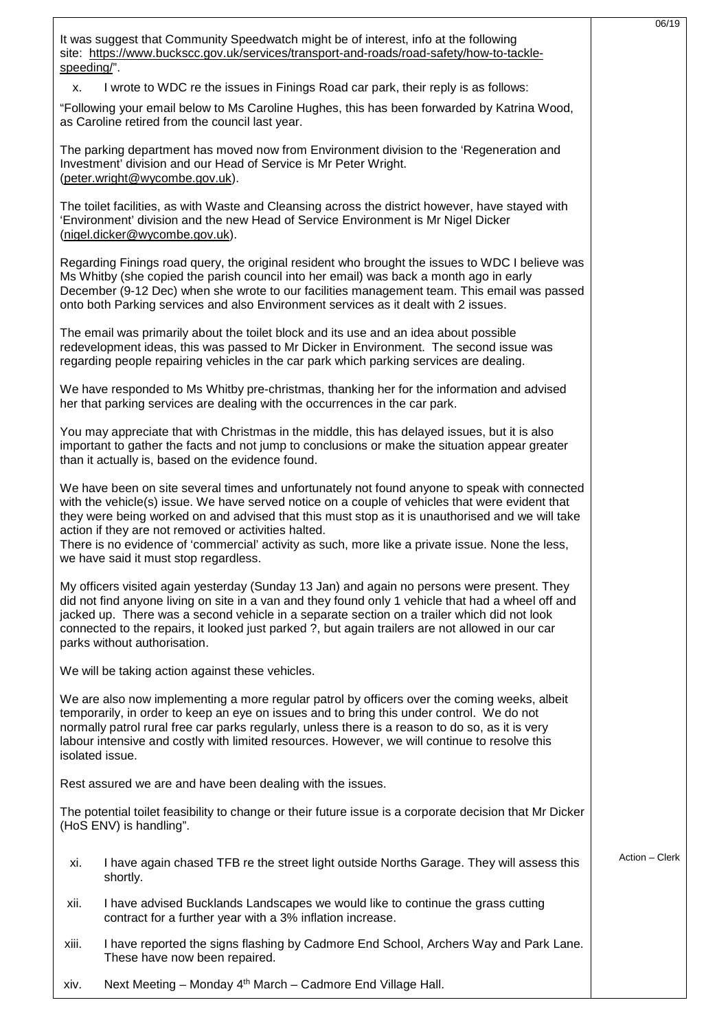It was suggest that Community Speedwatch might be of interest, info at the following site: [https://www.buckscc.gov.uk/services/transport-and-roads/road-safety/how-to-tackle-speeding/](https://www.buckscc.gov.uk/services/transport-and-roads/road-safety/how-to-tackle-speeding/)".

x. I wrote to WDC re the issues in Finings Road car park, their reply is as follows:

"Following your email below to Ms Caroline Hughes, this has been forwarded by Katrina Wood, as Caroline retired from the council last year.

The parking department has moved now from Environment division to the 'Regeneration and Investment' division and our Head of Service is Mr Peter Wright. (peter.wright@wycombe.gov.uk).

The toilet facilities, as with Waste and Cleansing across the district however, have stayed with 'Environment' division and the new Head of Service Environment is Mr Nigel Dicker (nigel.dicker@wycombe.gov.uk).

Regarding Finings road query, the original resident who brought the issues to WDC I believe was Ms Whitby (she copied the parish council into her email) was back a month ago in early December (9-12 Dec) when she wrote to our facilities management team. This email was passed onto both Parking services and also Environment services as it dealt with 2 issues.

The email was primarily about the toilet block and its use and an idea about possible redevelopment ideas, this was passed to Mr Dicker in Environment. The second issue was regarding people repairing vehicles in the car park which parking services are dealing.

We have responded to Ms Whitby pre-christmas, thanking her for the information and advised her that parking services are dealing with the occurrences in the car park.

You may appreciate that with Christmas in the middle, this has delayed issues, but it is also important to gather the facts and not jump to conclusions or make the situation appear greater than it actually is, based on the evidence found.

We have been on site several times and unfortunately not found anyone to speak with connected with the vehicle(s) issue. We have served notice on a couple of vehicles that were evident that they were being worked on and advised that this must stop as it is unauthorised and we will take action if they are not removed or activities halted.
There is no evidence of 'commercial' activity as such, more like a private issue. None the less, we have said it must stop regardless.

My officers visited again yesterday (Sunday 13 Jan) and again no persons were present. They did not find anyone living on site in a van and they found only 1 vehicle that had a wheel off and jacked up. There was a second vehicle in a separate section on a trailer which did not look connected to the repairs, it looked just parked ?, but again trailers are not allowed in our car parks without authorisation.

We will be taking action against these vehicles.

We are also now implementing a more regular patrol by officers over the coming weeks, albeit temporarily, in order to keep an eye on issues and to bring this under control. We do not normally patrol rural free car parks regularly, unless there is a reason to do so, as it is very labour intensive and costly with limited resources. However, we will continue to resolve this isolated issue.

Rest assured we are and have been dealing with the issues.

The potential toilet feasibility to change or their future issue is a corporate decision that Mr Dicker (HoS ENV) is handling".

xi. I have again chased TFB re the street light outside Norths Garage. They will assess this shortly. — Action – Clerk

xii. I have advised Bucklands Landscapes we would like to continue the grass cutting contract for a further year with a 3% inflation increase.

xiii. I have reported the signs flashing by Cadmore End School, Archers Way and Park Lane. These have now been repaired.

xiv. Next Meeting – Monday 4th March – Cadmore End Village Hall.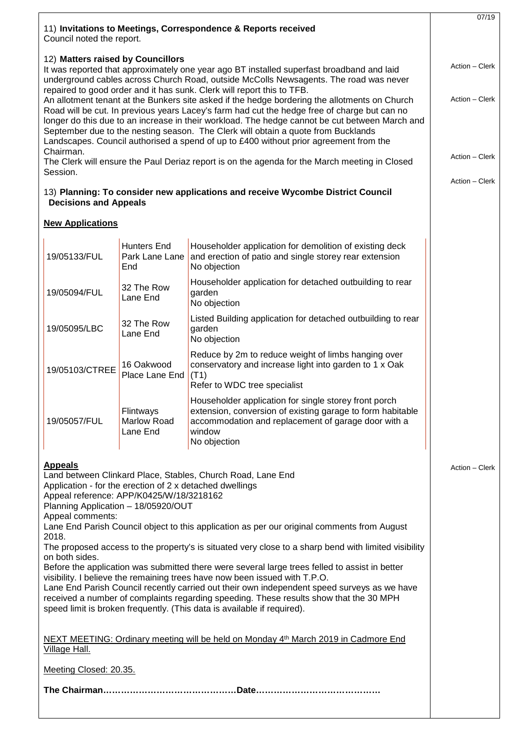11) **Invitations to Meetings, Correspondence & Reports received**
Council noted the report.

12) **Matters raised by Councillors**
It was reported that approximately one year ago BT installed superfast broadband and laid underground cables across Church Road, outside McColls Newsagents. The road was never repaired to good order and it has sunk. Clerk will report this to TFB.

Action – Clerk

An allotment tenant at the Bunkers site asked if the hedge bordering the allotments on Church Road will be cut. In previous years Lacey's farm had cut the hedge free of charge but can no longer do this due to an increase in their workload. The hedge cannot be cut between March and September due to the nesting season. The Clerk will obtain a quote from Bucklands Landscapes. Council authorised a spend of up to £400 without prior agreement from the Chairman.

Action – Clerk

The Clerk will ensure the Paul Deriaz report is on the agenda for the March meeting in Closed Session.

Action – Clerk

13) **Planning: To consider new applications and receive Wycombe District Council Decisions and Appeals**

Action – Clerk

**New Applications**

| | | |
|---|---|---|
| 19/05133/FUL | Hunters End Park Lane Lane End | Householder application for demolition of existing deck and erection of patio and single storey rear extension<br>No objection |
| 19/05094/FUL | 32 The Row Lane End | Householder application for detached outbuilding to rear garden<br>No objection |
| 19/05095/LBC | 32 The Row Lane End | Listed Building application for detached outbuilding to rear garden<br>No objection |
| 19/05103/CTREE | 16 Oakwood Place Lane End | Reduce by 2m to reduce weight of limbs hanging over conservatory and increase light into garden to 1 x Oak (T1)<br>Refer to WDC tree specialist |
| 19/05057/FUL | Flintways Marlow Road Lane End | Householder application for single storey front porch extension, conversion of existing garage to form habitable accommodation and replacement of garage door with a window<br>No objection |

**Appeals**

Action – Clerk

Land between Clinkard Place, Stables, Church Road, Lane End
Application - for the erection of 2 x detached dwellings
Appeal reference: APP/K0425/W/18/3218162
Planning Application – 18/05920/OUT
Appeal comments:
Lane End Parish Council object to this application as per our original comments from August 2018.
The proposed access to the property's is situated very close to a sharp bend with limited visibility on both sides.
Before the application was submitted there were several large trees felled to assist in better visibility. I believe the remaining trees have now been issued with T.P.O.
Lane End Parish Council recently carried out their own independent speed surveys as we have received a number of complaints regarding speeding. These results show that the 30 MPH speed limit is broken frequently. (This data is available if required).

NEXT MEETING: Ordinary meeting will be held on Monday 4th March 2019 in Cadmore End Village Hall.

Meeting Closed: 20.35.

**The Chairman………………………………………Date……………………………………**